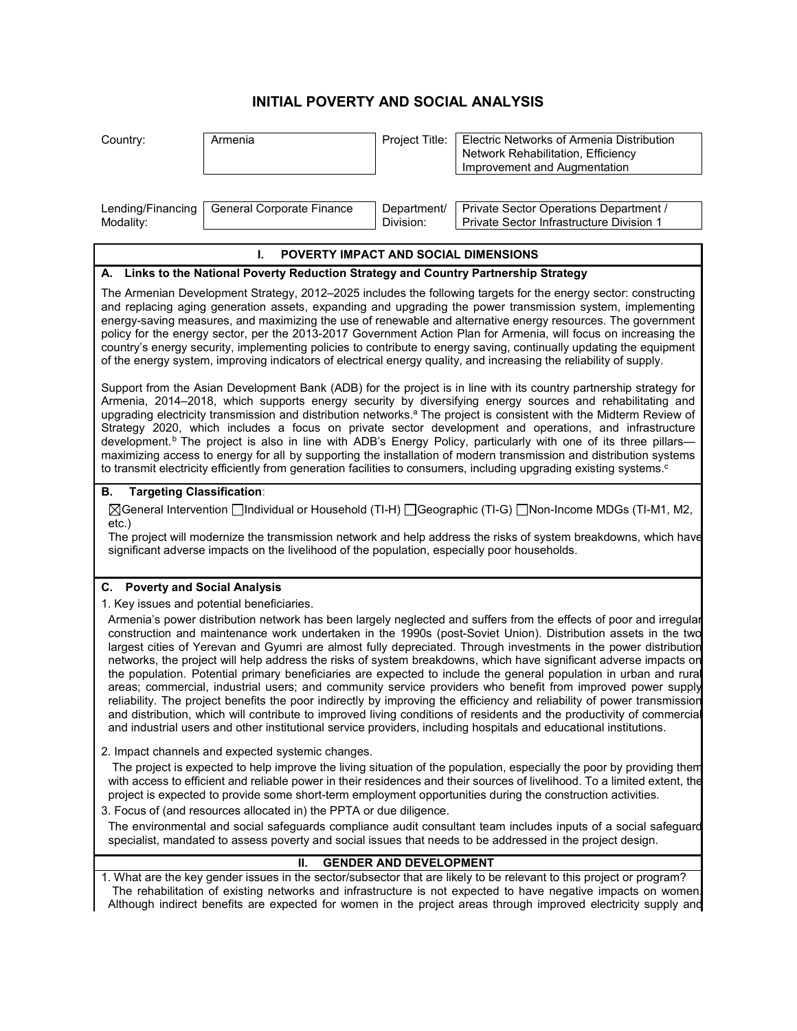# INITIAL POVERTY AND SOCIAL ANALYSIS

| | | | |
|---|---|---|---|
| Country: | Armenia | Project Title: | Electric Networks of Armenia Distribution Network Rehabilitation, Efficiency Improvement and Augmentation |
| Lending/Financing Modality: | General Corporate Finance | Department/ Division: | Private Sector Operations Department / Private Sector Infrastructure Division 1 |

## I. POVERTY IMPACT AND SOCIAL DIMENSIONS

### A. Links to the National Poverty Reduction Strategy and Country Partnership Strategy

The Armenian Development Strategy, 2012–2025 includes the following targets for the energy sector: constructing and replacing aging generation assets, expanding and upgrading the power transmission system, implementing energy-saving measures, and maximizing the use of renewable and alternative energy resources. The government policy for the energy sector, per the 2013-2017 Government Action Plan for Armenia, will focus on increasing the country's energy security, implementing policies to contribute to energy saving, continually updating the equipment of the energy system, improving indicators of electrical energy quality, and increasing the reliability of supply.

Support from the Asian Development Bank (ADB) for the project is in line with its country partnership strategy for Armenia, 2014–2018, which supports energy security by diversifying energy sources and rehabilitating and upgrading electricity transmission and distribution networks.[a] The project is consistent with the Midterm Review of Strategy 2020, which includes a focus on private sector development and operations, and infrastructure development.[b] The project is also in line with ADB's Energy Policy, particularly with one of its three pillars—maximizing access to energy for all by supporting the installation of modern transmission and distribution systems to transmit electricity efficiently from generation facilities to consumers, including upgrading existing systems.[c]

### B. Targeting Classification:

☒General Intervention ☐Individual or Household (TI-H) ☐Geographic (TI-G) ☐Non-Income MDGs (TI-M1, M2, etc.)

The project will modernize the transmission network and help address the risks of system breakdowns, which have significant adverse impacts on the livelihood of the population, especially poor households.

### C. Poverty and Social Analysis

1. Key issues and potential beneficiaries.

Armenia's power distribution network has been largely neglected and suffers from the effects of poor and irregular construction and maintenance work undertaken in the 1990s (post-Soviet Union). Distribution assets in the two largest cities of Yerevan and Gyumri are almost fully depreciated. Through investments in the power distribution networks, the project will help address the risks of system breakdowns, which have significant adverse impacts on the population. Potential primary beneficiaries are expected to include the general population in urban and rural areas; commercial, industrial users; and community service providers who benefit from improved power supply reliability. The project benefits the poor indirectly by improving the efficiency and reliability of power transmission and distribution, which will contribute to improved living conditions of residents and the productivity of commercial and industrial users and other institutional service providers, including hospitals and educational institutions.

2. Impact channels and expected systemic changes.

The project is expected to help improve the living situation of the population, especially the poor by providing them with access to efficient and reliable power in their residences and their sources of livelihood. To a limited extent, the project is expected to provide some short-term employment opportunities during the construction activities.

3. Focus of (and resources allocated in) the PPTA or due diligence.

The environmental and social safeguards compliance audit consultant team includes inputs of a social safeguard specialist, mandated to assess poverty and social issues that needs to be addressed in the project design.

## II. GENDER AND DEVELOPMENT

1. What are the key gender issues in the sector/subsector that are likely to be relevant to this project or program?

The rehabilitation of existing networks and infrastructure is not expected to have negative impacts on women. Although indirect benefits are expected for women in the project areas through improved electricity supply and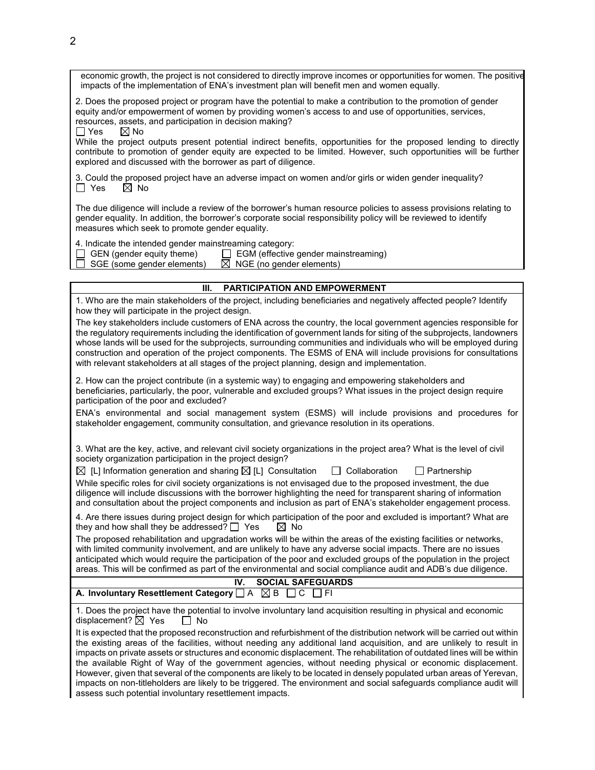economic growth, the project is not considered to directly improve incomes or opportunities for women. The positive impacts of the implementation of ENA's investment plan will benefit men and women equally.

2. Does the proposed project or program have the potential to make a contribution to the promotion of gender equity and/or empowerment of women by providing women's access to and use of opportunities, services, resources, assets, and participation in decision making?

☐ Yes ☒ No

While the project outputs present potential indirect benefits, opportunities for the proposed lending to directly contribute to promotion of gender equity are expected to be limited. However, such opportunities will be further explored and discussed with the borrower as part of diligence.

3. Could the proposed project have an adverse impact on women and/or girls or widen gender inequality?

☐ Yes ☒ No

The due diligence will include a review of the borrower's human resource policies to assess provisions relating to gender equality. In addition, the borrower's corporate social responsibility policy will be reviewed to identify measures which seek to promote gender equality.

4. Indicate the intended gender mainstreaming category:

☐ GEN (gender equity theme) ☐ EGM (effective gender mainstreaming)

☐ SGE (some gender elements) ☒ NGE (no gender elements)

## III. PARTICIPATION AND EMPOWERMENT

1. Who are the main stakeholders of the project, including beneficiaries and negatively affected people? Identify how they will participate in the project design.

The key stakeholders include customers of ENA across the country, the local government agencies responsible for the regulatory requirements including the identification of government lands for siting of the subprojects, landowners whose lands will be used for the subprojects, surrounding communities and individuals who will be employed during construction and operation of the project components. The ESMS of ENA will include provisions for consultations with relevant stakeholders at all stages of the project planning, design and implementation.

2. How can the project contribute (in a systemic way) to engaging and empowering stakeholders and beneficiaries, particularly, the poor, vulnerable and excluded groups? What issues in the project design require participation of the poor and excluded?

ENA's environmental and social management system (ESMS) will include provisions and procedures for stakeholder engagement, community consultation, and grievance resolution in its operations.

3. What are the key, active, and relevant civil society organizations in the project area? What is the level of civil society organization participation in the project design?

☒ [L] Information generation and sharing ☒ [L] Consultation ☐ Collaboration ☐ Partnership

While specific roles for civil society organizations is not envisaged due to the proposed investment, the due diligence will include discussions with the borrower highlighting the need for transparent sharing of information and consultation about the project components and inclusion as part of ENA's stakeholder engagement process.

4. Are there issues during project design for which participation of the poor and excluded is important? What are they and how shall they be addressed? ☐ Yes ☒ No

The proposed rehabilitation and upgradation works will be within the areas of the existing facilities or networks, with limited community involvement, and are unlikely to have any adverse social impacts. There are no issues anticipated which would require the participation of the poor and excluded groups of the population in the project areas. This will be confirmed as part of the environmental and social compliance audit and ADB's due diligence.

## IV. SOCIAL SAFEGUARDS

**A. Involuntary Resettlement Category** ☐ A ☒ B ☐ C ☐ FI

1. Does the project have the potential to involve involuntary land acquisition resulting in physical and economic displacement? ☒ Yes ☐ No

It is expected that the proposed reconstruction and refurbishment of the distribution network will be carried out within the existing areas of the facilities, without needing any additional land acquisition, and are unlikely to result in impacts on private assets or structures and economic displacement. The rehabilitation of outdated lines will be within the available Right of Way of the government agencies, without needing physical or economic displacement. However, given that several of the components are likely to be located in densely populated urban areas of Yerevan, impacts on non-titleholders are likely to be triggered. The environment and social safeguards compliance audit will assess such potential involuntary resettlement impacts.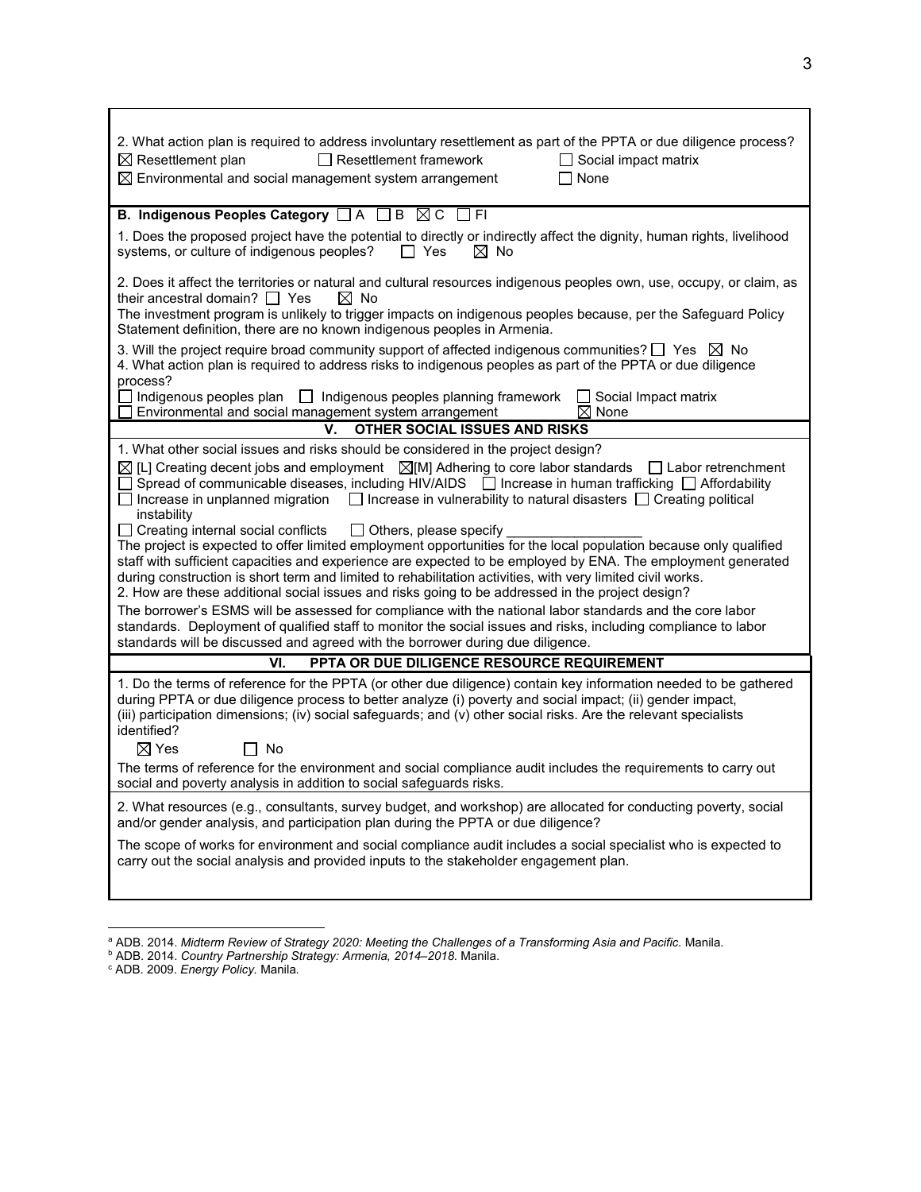2. What action plan is required to address involuntary resettlement as part of the PPTA or due diligence process?

☒ Resettlement plan ☐ Resettlement framework ☐ Social impact matrix

☒ Environmental and social management system arrangement ☐ None

**B. Indigenous Peoples Category** ☐ A ☐ B ☒ C ☐ FI

1. Does the proposed project have the potential to directly or indirectly affect the dignity, human rights, livelihood systems, or culture of indigenous peoples? ☐ Yes ☒ No

2. Does it affect the territories or natural and cultural resources indigenous peoples own, use, occupy, or claim, as their ancestral domain? ☐ Yes ☒ No

The investment program is unlikely to trigger impacts on indigenous peoples because, per the Safeguard Policy Statement definition, there are no known indigenous peoples in Armenia.

3. Will the project require broad community support of affected indigenous communities? ☐ Yes ☒ No

4. What action plan is required to address risks to indigenous peoples as part of the PPTA or due diligence process?

☐ Indigenous peoples plan ☐ Indigenous peoples planning framework ☐ Social Impact matrix

☐ Environmental and social management system arrangement ☒ None

## V. OTHER SOCIAL ISSUES AND RISKS

1. What other social issues and risks should be considered in the project design?

☒ [L] Creating decent jobs and employment ☒[M] Adhering to core labor standards ☐ Labor retrenchment

☐ Spread of communicable diseases, including HIV/AIDS ☐ Increase in human trafficking ☐ Affordability

☐ Increase in unplanned migration ☐ Increase in vulnerability to natural disasters ☐ Creating political instability

☐ Creating internal social conflicts ☐ Others, please specify \_\_\_\_\_\_\_\_\_\_\_\_\_\_\_\_\_

The project is expected to offer limited employment opportunities for the local population because only qualified staff with sufficient capacities and experience are expected to be employed by ENA. The employment generated during construction is short term and limited to rehabilitation activities, with very limited civil works.

2. How are these additional social issues and risks going to be addressed in the project design?

The borrower's ESMS will be assessed for compliance with the national labor standards and the core labor standards. Deployment of qualified staff to monitor the social issues and risks, including compliance to labor standards will be discussed and agreed with the borrower during due diligence.

## VI. PPTA OR DUE DILIGENCE RESOURCE REQUIREMENT

1. Do the terms of reference for the PPTA (or other due diligence) contain key information needed to be gathered during PPTA or due diligence process to better analyze (i) poverty and social impact; (ii) gender impact, (iii) participation dimensions; (iv) social safeguards; and (v) other social risks. Are the relevant specialists identified?

☒ Yes ☐ No

The terms of reference for the environment and social compliance audit includes the requirements to carry out social and poverty analysis in addition to social safeguards risks.

2. What resources (e.g., consultants, survey budget, and workshop) are allocated for conducting poverty, social and/or gender analysis, and participation plan during the PPTA or due diligence?

The scope of works for environment and social compliance audit includes a social specialist who is expected to carry out the social analysis and provided inputs to the stakeholder engagement plan.

---

[a] ADB. 2014. *Midterm Review of Strategy 2020: Meeting the Challenges of a Transforming Asia and Pacific.* Manila.

[b] ADB. 2014. *Country Partnership Strategy: Armenia, 2014–2018.* Manila.

[c] ADB. 2009. *Energy Policy.* Manila.